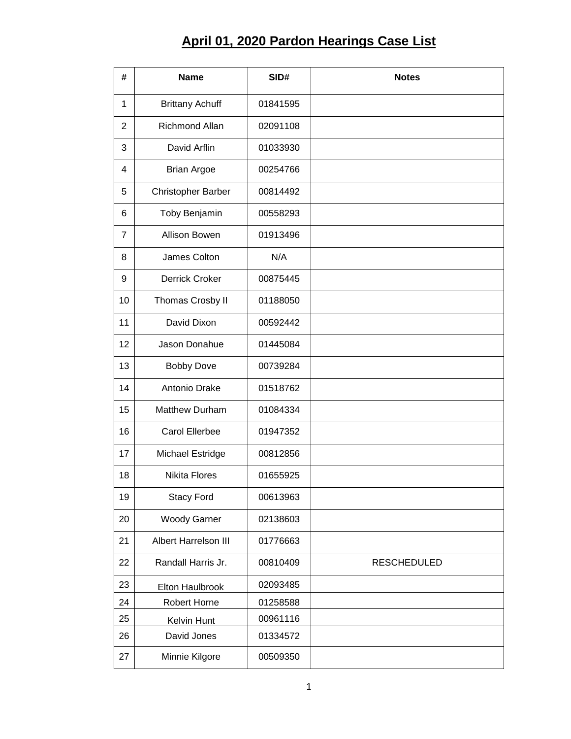# April 01, 2020 Pardon Hearings Case List

| # | Name | SID# | Notes |
|---|---|---|---|
| 1 | Brittany Achuff | 01841595 | |
| 2 | Richmond Allan | 02091108 | |
| 3 | David Arflin | 01033930 | |
| 4 | Brian Argoe | 00254766 | |
| 5 | Christopher Barber | 00814492 | |
| 6 | Toby Benjamin | 00558293 | |
| 7 | Allison Bowen | 01913496 | |
| 8 | James Colton | N/A | |
| 9 | Derrick Croker | 00875445 | |
| 10 | Thomas Crosby II | 01188050 | |
| 11 | David Dixon | 00592442 | |
| 12 | Jason Donahue | 01445084 | |
| 13 | Bobby Dove | 00739284 | |
| 14 | Antonio Drake | 01518762 | |
| 15 | Matthew Durham | 01084334 | |
| 16 | Carol Ellerbee | 01947352 | |
| 17 | Michael Estridge | 00812856 | |
| 18 | Nikita Flores | 01655925 | |
| 19 | Stacy Ford | 00613963 | |
| 20 | Woody Garner | 02138603 | |
| 21 | Albert Harrelson III | 01776663 | |
| 22 | Randall Harris Jr. | 00810409 | RESCHEDULED |
| 23 | Elton Haulbrook | 02093485 | |
| 24 | Robert Horne | 01258588 | |
| 25 | Kelvin Hunt | 00961116 | |
| 26 | David Jones | 01334572 | |
| 27 | Minnie Kilgore | 00509350 | |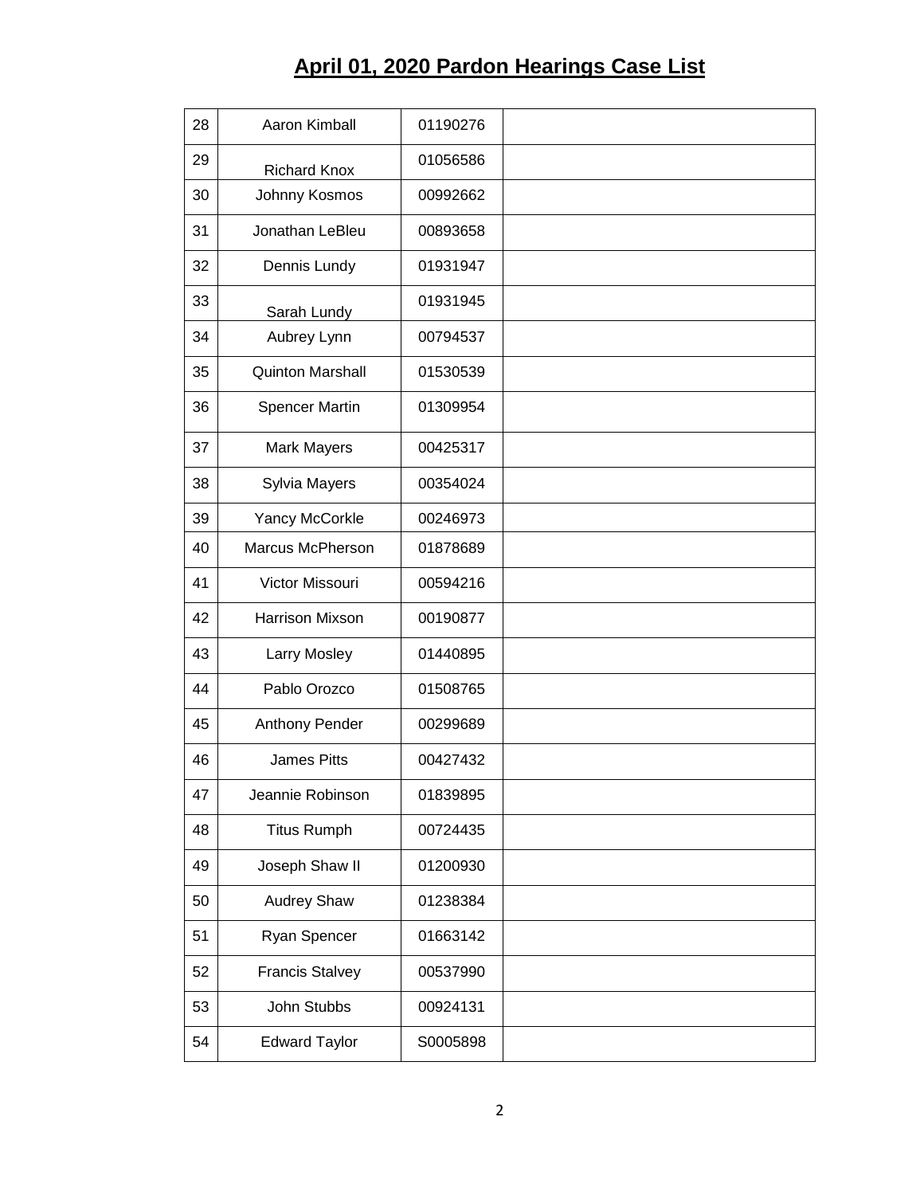# April 01, 2020 Pardon Hearings Case List

| | | | |
|---|---|---|---|
| 28 | Aaron Kimball | 01190276 | |
| 29 | Richard Knox | 01056586 | |
| 30 | Johnny Kosmos | 00992662 | |
| 31 | Jonathan LeBleu | 00893658 | |
| 32 | Dennis Lundy | 01931947 | |
| 33 | Sarah Lundy | 01931945 | |
| 34 | Aubrey Lynn | 00794537 | |
| 35 | Quinton Marshall | 01530539 | |
| 36 | Spencer Martin | 01309954 | |
| 37 | Mark Mayers | 00425317 | |
| 38 | Sylvia Mayers | 00354024 | |
| 39 | Yancy McCorkle | 00246973 | |
| 40 | Marcus McPherson | 01878689 | |
| 41 | Victor Missouri | 00594216 | |
| 42 | Harrison Mixson | 00190877 | |
| 43 | Larry Mosley | 01440895 | |
| 44 | Pablo Orozco | 01508765 | |
| 45 | Anthony Pender | 00299689 | |
| 46 | James Pitts | 00427432 | |
| 47 | Jeannie Robinson | 01839895 | |
| 48 | Titus Rumph | 00724435 | |
| 49 | Joseph Shaw II | 01200930 | |
| 50 | Audrey Shaw | 01238384 | |
| 51 | Ryan Spencer | 01663142 | |
| 52 | Francis Stalvey | 00537990 | |
| 53 | John Stubbs | 00924131 | |
| 54 | Edward Taylor | S0005898 | |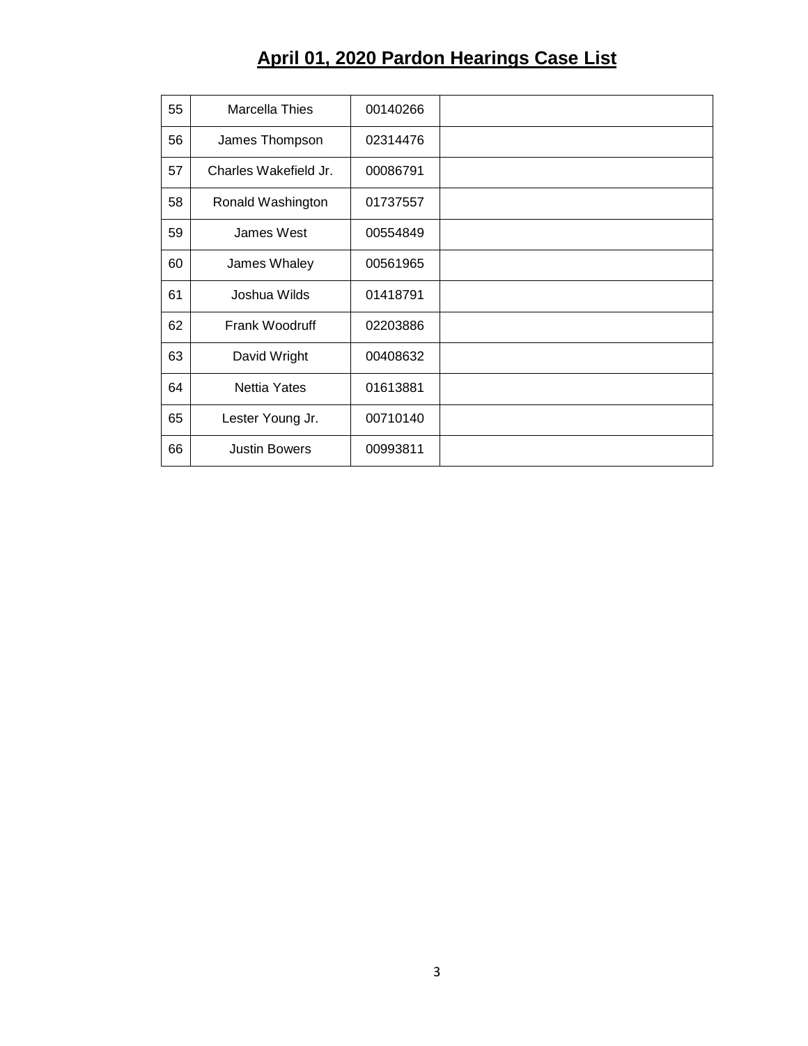# April 01, 2020 Pardon Hearings Case List

| | | | |
|---|---|---|---|
| 55 | Marcella Thies | 00140266 | |
| 56 | James Thompson | 02314476 | |
| 57 | Charles Wakefield Jr. | 00086791 | |
| 58 | Ronald Washington | 01737557 | |
| 59 | James West | 00554849 | |
| 60 | James Whaley | 00561965 | |
| 61 | Joshua Wilds | 01418791 | |
| 62 | Frank Woodruff | 02203886 | |
| 63 | David Wright | 00408632 | |
| 64 | Nettia Yates | 01613881 | |
| 65 | Lester Young Jr. | 00710140 | |
| 66 | Justin Bowers | 00993811 | |